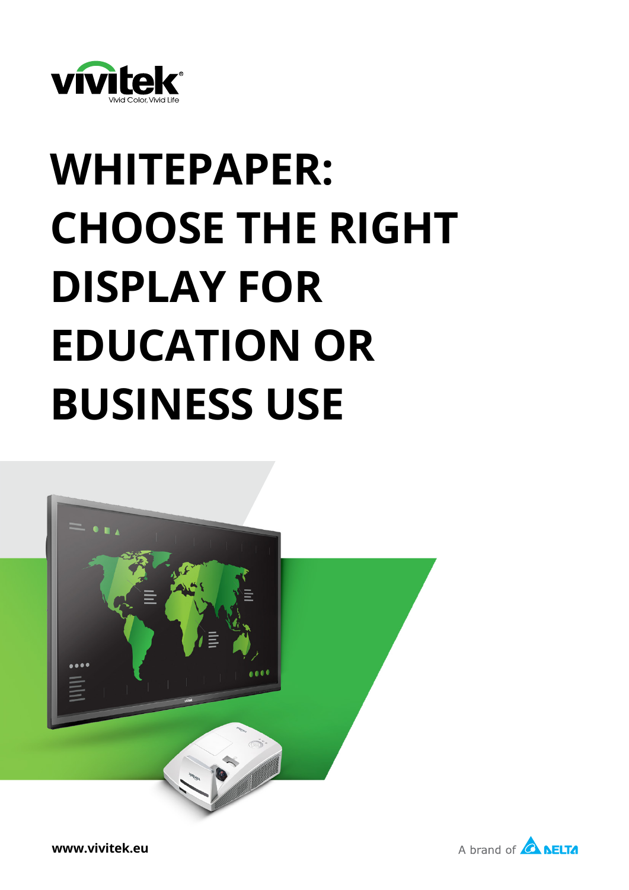vivitek

Vivid Color, Vivid Life

# WHITEPAPER: CHOOSE THE RIGHT DISPLAY FOR EDUCATION OR BUSINESS USE

www.vivitek.eu

A brand of DELTA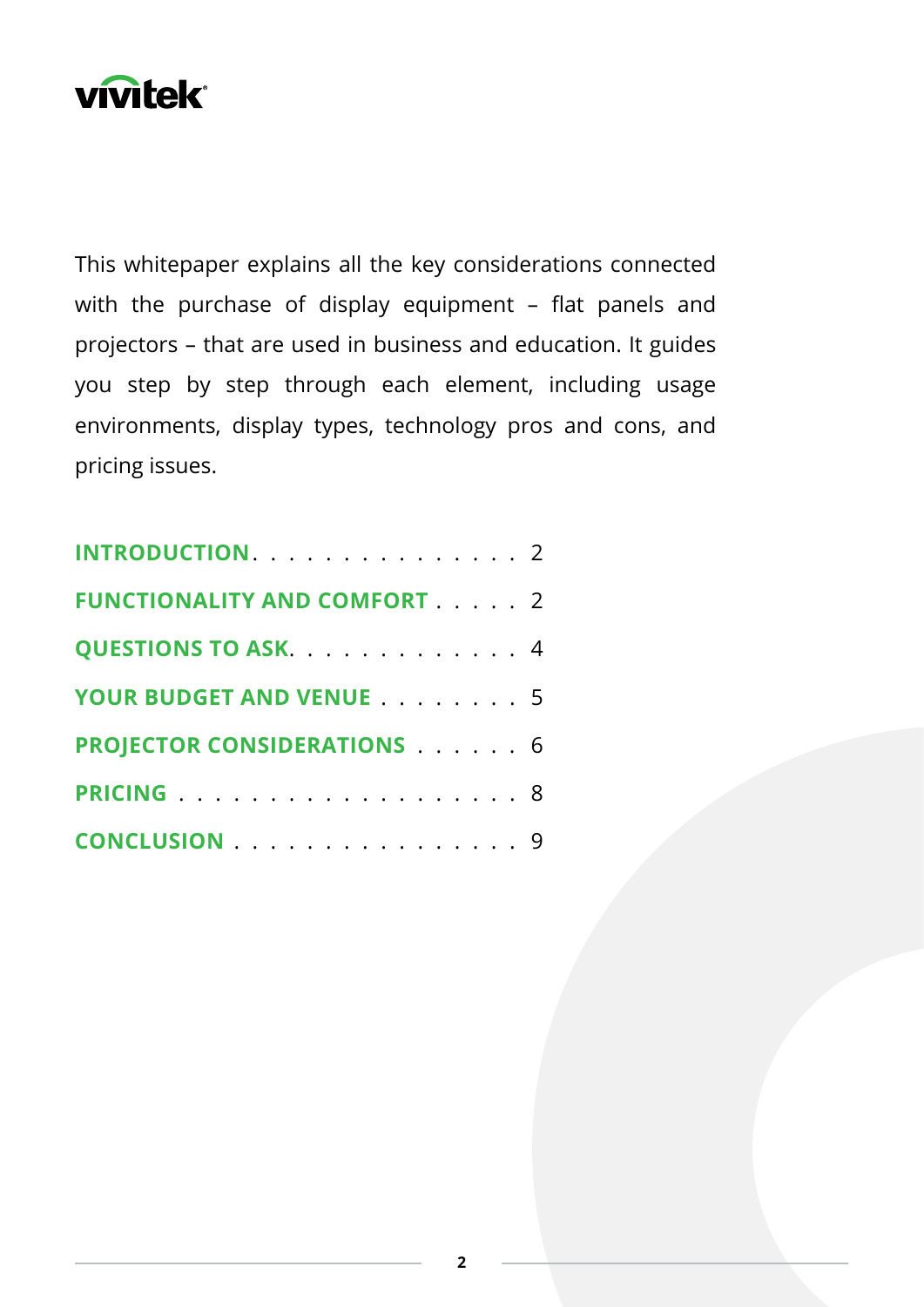This whitepaper explains all the key considerations connected with the purchase of display equipment – flat panels and projectors – that are used in business and education. It guides you step by step through each element, including usage environments, display types, technology pros and cons, and pricing issues.

**INTRODUCTION** . . . . . . . . . . . . . . . 2

**FUNCTIONALITY AND COMFORT** . . . . . 2

**QUESTIONS TO ASK** . . . . . . . . . . . . . 4

**YOUR BUDGET AND VENUE** . . . . . . . . 5

**PROJECTOR CONSIDERATIONS** . . . . . . 6

**PRICING** . . . . . . . . . . . . . . . . . . . 8

**CONCLUSION** . . . . . . . . . . . . . . . . 9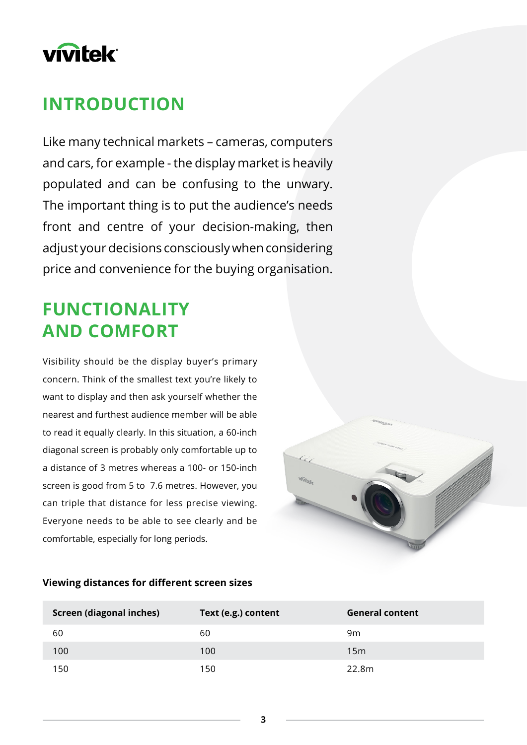# INTRODUCTION

Like many technical markets – cameras, computers and cars, for example - the display market is heavily populated and can be confusing to the unwary. The important thing is to put the audience's needs front and centre of your decision-making, then adjust your decisions consciously when considering price and convenience for the buying organisation.

# FUNCTIONALITY AND COMFORT

Visibility should be the display buyer's primary concern. Think of the smallest text you're likely to want to display and then ask yourself whether the nearest and furthest audience member will be able to read it equally clearly. In this situation, a 60-inch diagonal screen is probably only comfortable up to a distance of 3 metres whereas a 100- or 150-inch screen is good from 5 to 7.6 metres. However, you can triple that distance for less precise viewing. Everyone needs to be able to see clearly and be comfortable, especially for long periods.

**Viewing distances for different screen sizes**

| Screen (diagonal inches) | Text (e.g.) content | General content |
|---|---|---|
| 60 | 60 | 9m |
| 100 | 100 | 15m |
| 150 | 150 | 22.8m |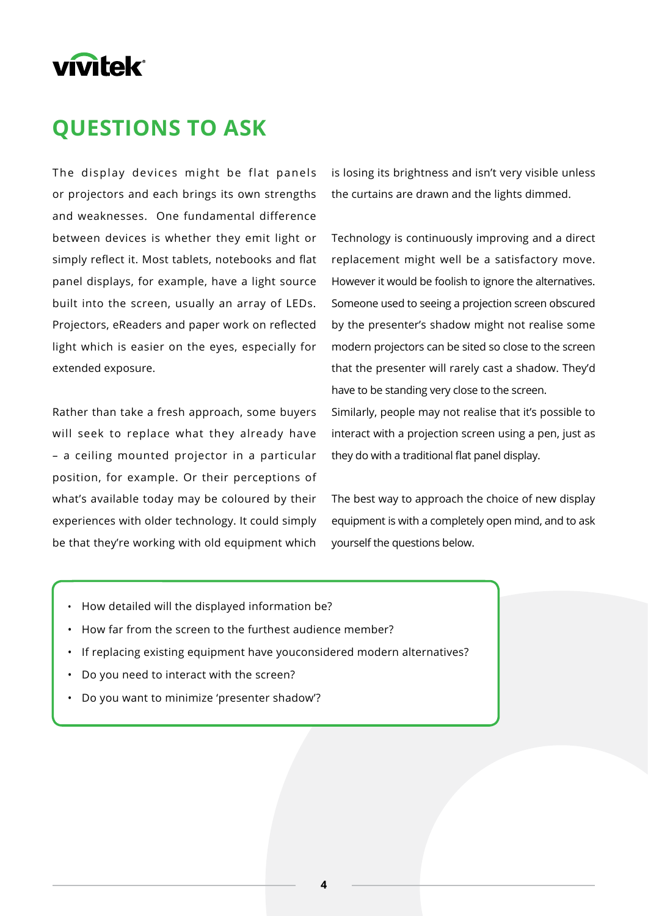# QUESTIONS TO ASK

The display devices might be flat panels or projectors and each brings its own strengths and weaknesses. One fundamental difference between devices is whether they emit light or simply reflect it. Most tablets, notebooks and flat panel displays, for example, have a light source built into the screen, usually an array of LEDs. Projectors, eReaders and paper work on reflected light which is easier on the eyes, especially for extended exposure.

Rather than take a fresh approach, some buyers will seek to replace what they already have – a ceiling mounted projector in a particular position, for example. Or their perceptions of what's available today may be coloured by their experiences with older technology. It could simply be that they're working with old equipment which is losing its brightness and isn't very visible unless the curtains are drawn and the lights dimmed.

Technology is continuously improving and a direct replacement might well be a satisfactory move. However it would be foolish to ignore the alternatives. Someone used to seeing a projection screen obscured by the presenter's shadow might not realise some modern projectors can be sited so close to the screen that the presenter will rarely cast a shadow. They'd have to be standing very close to the screen.

Similarly, people may not realise that it's possible to interact with a projection screen using a pen, just as they do with a traditional flat panel display.

The best way to approach the choice of new display equipment is with a completely open mind, and to ask yourself the questions below.

- How detailed will the displayed information be?
- How far from the screen to the furthest audience member?
- If replacing existing equipment have youconsidered modern alternatives?
- Do you need to interact with the screen?
- Do you want to minimize 'presenter shadow'?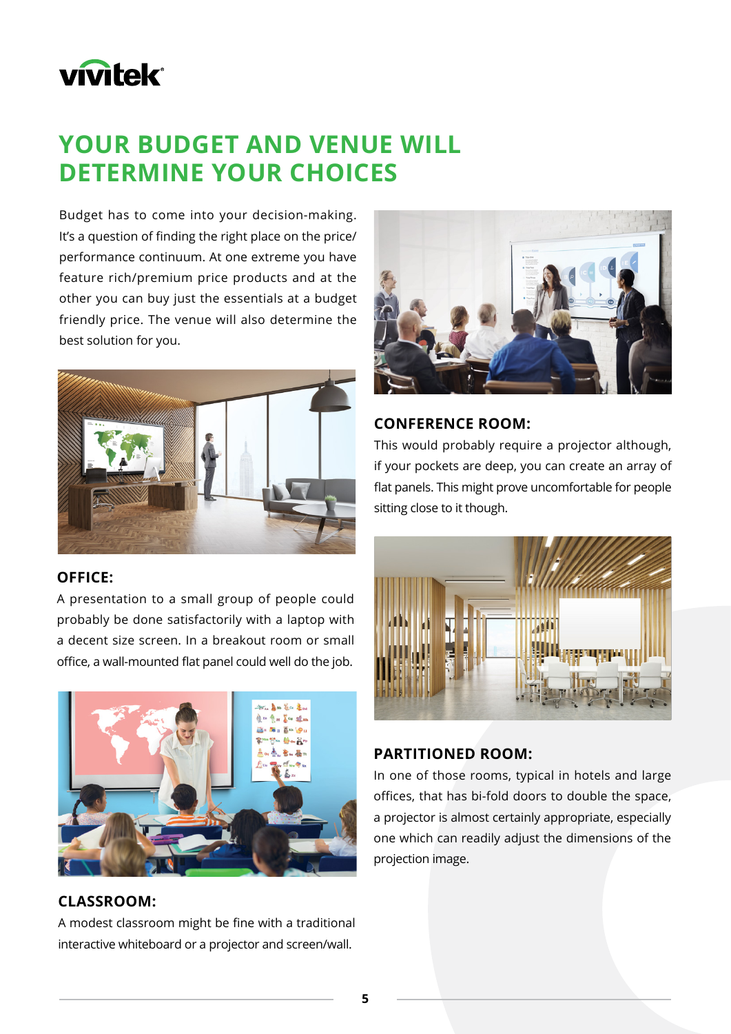# YOUR BUDGET AND VENUE WILL DETERMINE YOUR CHOICES

Budget has to come into your decision-making. It's a question of finding the right place on the price/performance continuum. At one extreme you have feature rich/premium price products and at the other you can buy just the essentials at a budget friendly price. The venue will also determine the best solution for you.

### OFFICE:

A presentation to a small group of people could probably be done satisfactorily with a laptop with a decent size screen. In a breakout room or small office, a wall-mounted flat panel could well do the job.

### CLASSROOM:

A modest classroom might be fine with a traditional interactive whiteboard or a projector and screen/wall.

### CONFERENCE ROOM:

This would probably require a projector although, if your pockets are deep, you can create an array of flat panels. This might prove uncomfortable for people sitting close to it though.

### PARTITIONED ROOM:

In one of those rooms, typical in hotels and large offices, that has bi-fold doors to double the space, a projector is almost certainly appropriate, especially one which can readily adjust the dimensions of the projection image.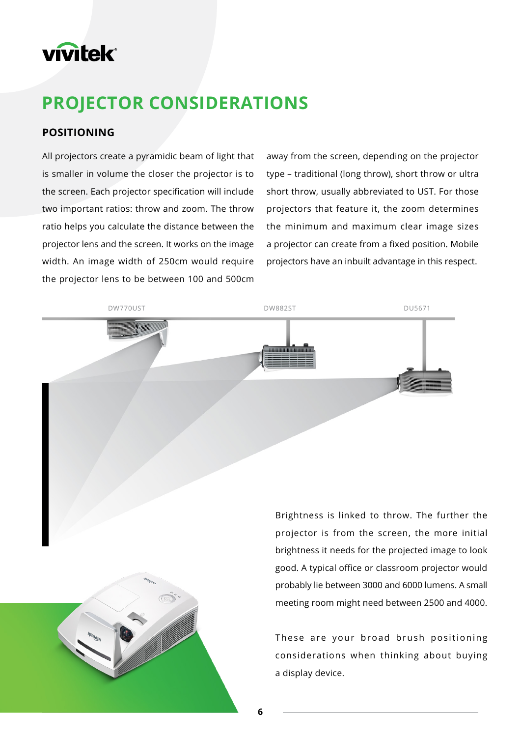# PROJECTOR CONSIDERATIONS

## POSITIONING

All projectors create a pyramidic beam of light that is smaller in volume the closer the projector is to the screen. Each projector specification will include two important ratios: throw and zoom. The throw ratio helps you calculate the distance between the projector lens and the screen. It works on the image width. An image width of 250cm would require the projector lens to be between 100 and 500cm away from the screen, depending on the projector type – traditional (long throw), short throw or ultra short throw, usually abbreviated to UST. For those projectors that feature it, the zoom determines the minimum and maximum clear image sizes a projector can create from a fixed position. Mobile projectors have an inbuilt advantage in this respect.

DW770UST DW882ST DU5671

Brightness is linked to throw. The further the projector is from the screen, the more initial brightness it needs for the projected image to look good. A typical office or classroom projector would probably lie between 3000 and 6000 lumens. A small meeting room might need between 2500 and 4000.

These are your broad brush positioning considerations when thinking about buying a display device.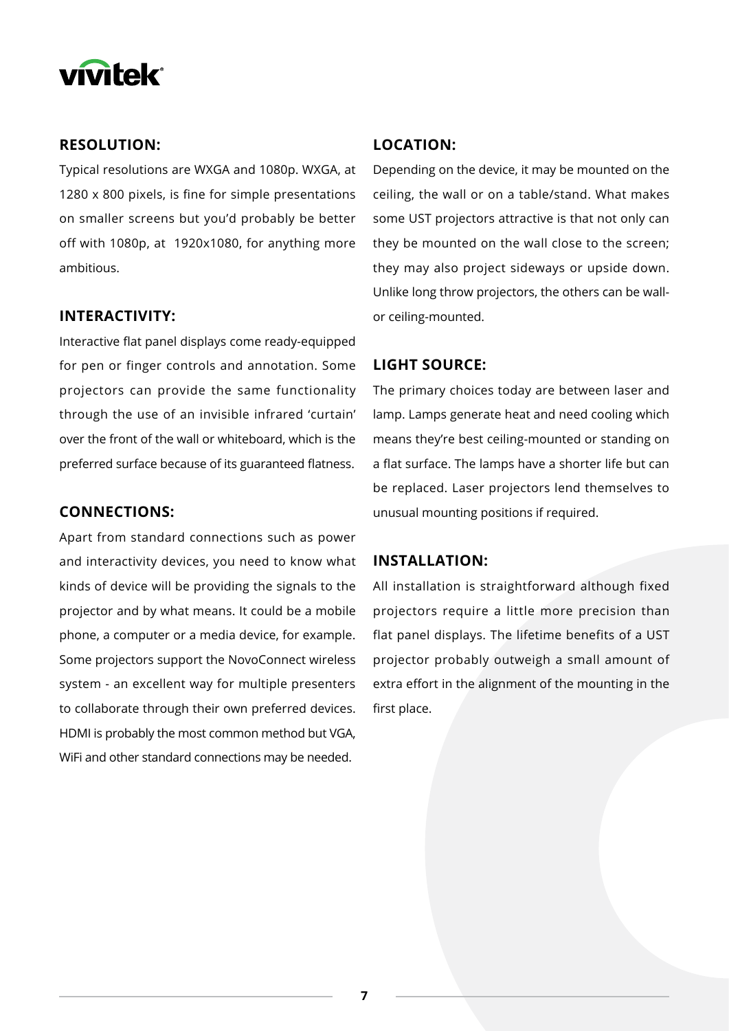## RESOLUTION:

Typical resolutions are WXGA and 1080p. WXGA, at 1280 x 800 pixels, is fine for simple presentations on smaller screens but you'd probably be better off with 1080p, at 1920x1080, for anything more ambitious.

## INTERACTIVITY:

Interactive flat panel displays come ready-equipped for pen or finger controls and annotation. Some projectors can provide the same functionality through the use of an invisible infrared 'curtain' over the front of the wall or whiteboard, which is the preferred surface because of its guaranteed flatness.

## CONNECTIONS:

Apart from standard connections such as power and interactivity devices, you need to know what kinds of device will be providing the signals to the projector and by what means. It could be a mobile phone, a computer or a media device, for example. Some projectors support the NovoConnect wireless system - an excellent way for multiple presenters to collaborate through their own preferred devices. HDMI is probably the most common method but VGA, WiFi and other standard connections may be needed.

## LOCATION:

Depending on the device, it may be mounted on the ceiling, the wall or on a table/stand. What makes some UST projectors attractive is that not only can they be mounted on the wall close to the screen; they may also project sideways or upside down. Unlike long throw projectors, the others can be wall- or ceiling-mounted.

## LIGHT SOURCE:

The primary choices today are between laser and lamp. Lamps generate heat and need cooling which means they're best ceiling-mounted or standing on a flat surface. The lamps have a shorter life but can be replaced. Laser projectors lend themselves to unusual mounting positions if required.

## INSTALLATION:

All installation is straightforward although fixed projectors require a little more precision than flat panel displays. The lifetime benefits of a UST projector probably outweigh a small amount of extra effort in the alignment of the mounting in the first place.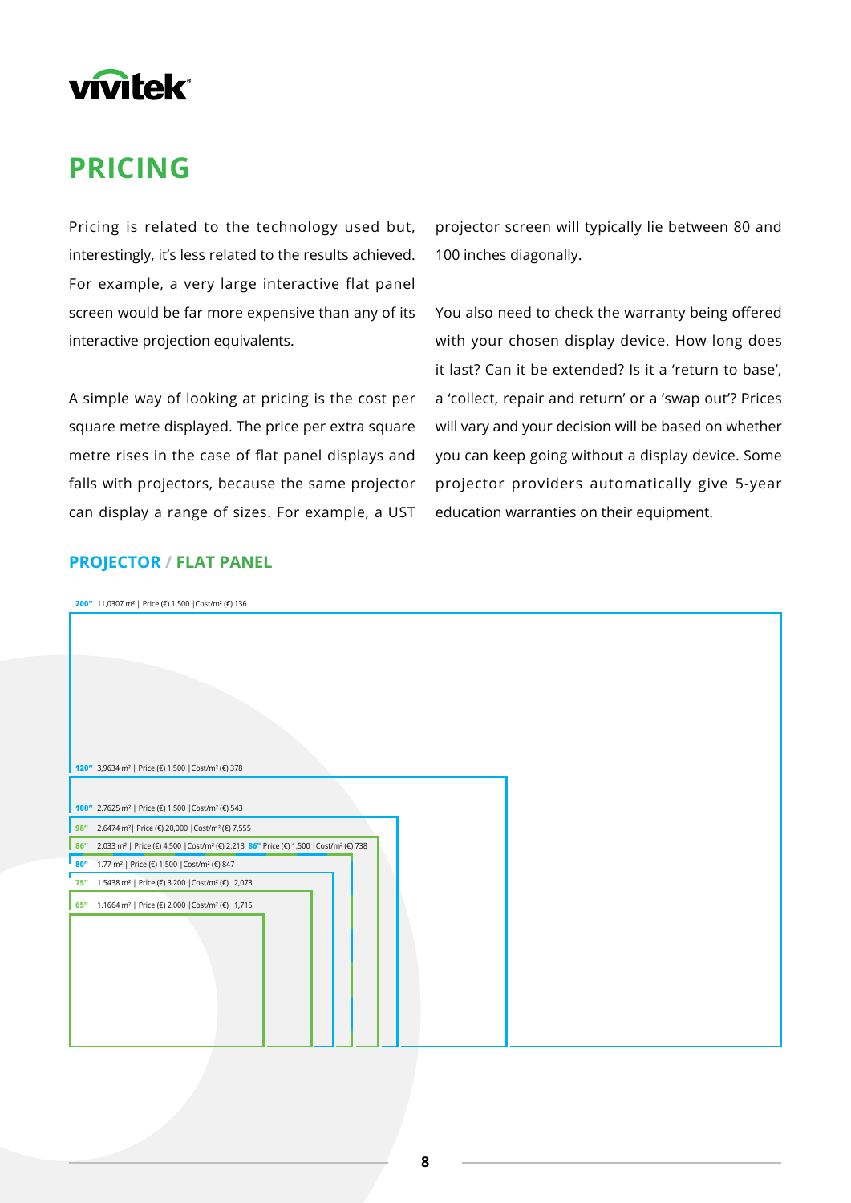# PRICING

Pricing is related to the technology used but, interestingly, it's less related to the results achieved. For example, a very large interactive flat panel screen would be far more expensive than any of its interactive projection equivalents.

A simple way of looking at pricing is the cost per square metre displayed. The price per extra square metre rises in the case of flat panel displays and falls with projectors, because the same projector can display a range of sizes. For example, a UST projector screen will typically lie between 80 and 100 inches diagonally.

You also need to check the warranty being offered with your chosen display device. How long does it last? Can it be extended? Is it a 'return to base', a 'collect, repair and return' or a 'swap out'? Prices will vary and your decision will be based on whether you can keep going without a display device. Some projector providers automatically give 5-year education warranties on their equipment.

## PROJECTOR / FLAT PANEL

**200"** 11,0307 m² | Price (€) 1,500 | Cost/m² (€) 136

**120"** 3,9634 m² | Price (€) 1,500 | Cost/m² (€) 378

**100"** 2.7625 m² | Price (€) 1,500 | Cost/m² (€) 543

**98"** 2.6474 m² | Price (€) 20,000 | Cost/m² (€) 7,555

**86"** 2.033 m² | Price (€) 4,500 | Cost/m² (€) 2,213 **86"** Price (€) 1,500 | Cost/m² (€) 738

**80"** 1.77 m² | Price (€) 1,500 | Cost/m² (€) 847

**75"** 1.5438 m² | Price (€) 3,200 | Cost/m² (€) 2,073

**65"** 1.1664 m² | Price (€) 2,000 | Cost/m² (€) 1,715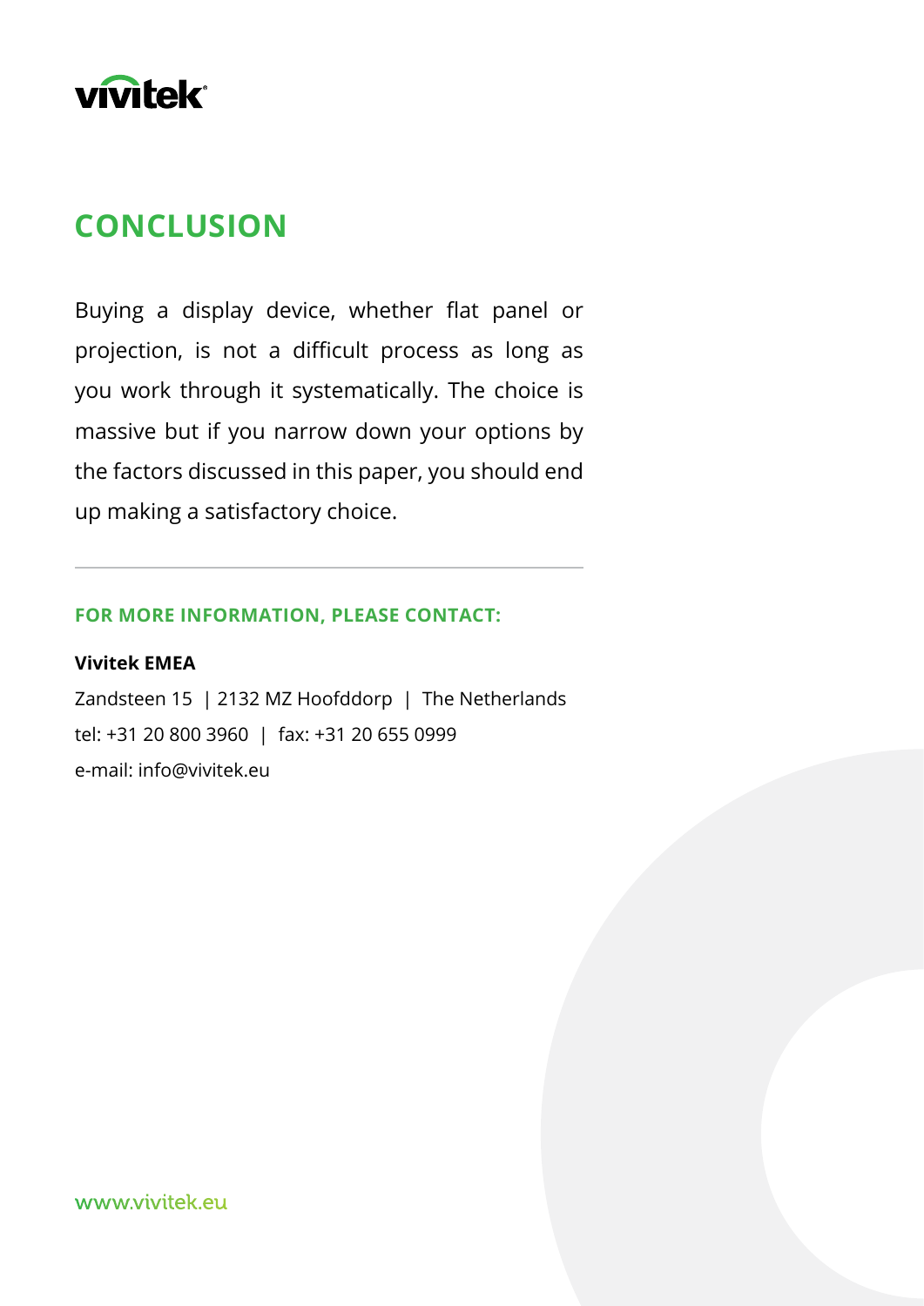## CONCLUSION

Buying a display device, whether flat panel or projection, is not a difficult process as long as you work through it systematically. The choice is massive but if you narrow down your options by the factors discussed in this paper, you should end up making a satisfactory choice.

---

**FOR MORE INFORMATION, PLEASE CONTACT:**

**Vivitek EMEA**

Zandsteen 15 | 2132 MZ Hoofddorp | The Netherlands

tel: +31 20 800 3960 | fax: +31 20 655 0999

e-mail: info@vivitek.eu

www.vivitek.eu